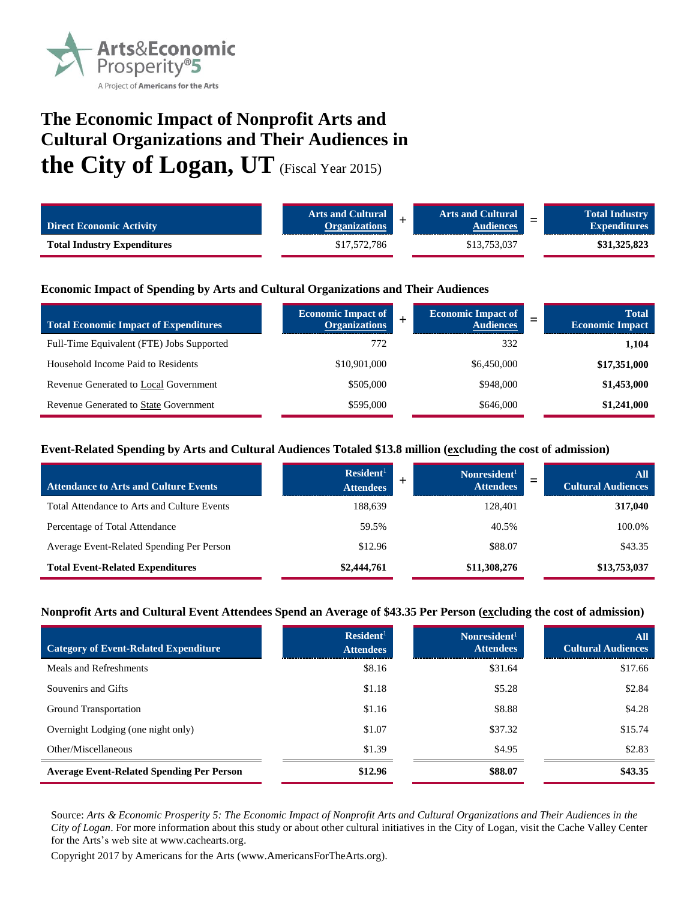Arts&Economic Prosperity®5

A Project of **Americans for the Arts**

# The Economic Impact of Nonprofit Arts and Cultural Organizations and Their Audiences in the City of Logan, UT (Fiscal Year 2015)

| Direct Economic Activity | Arts and Cultural Organizations | + | Arts and Cultural Audiences | = | Total Industry Expenditures |
|---|---|---|---|---|---|
| **Total Industry Expenditures** | $17,572,786 | | $13,753,037 | | **$31,325,823** |

### Economic Impact of Spending by Arts and Cultural Organizations and Their Audiences

| Total Economic Impact of Expenditures | Economic Impact of Organizations | + | Economic Impact of Audiences | = | Total Economic Impact |
|---|---|---|---|---|---|
| Full-Time Equivalent (FTE) Jobs Supported | 772 | | 332 | | **1,104** |
| Household Income Paid to Residents | $10,901,000 | | $6,450,000 | | **$17,351,000** |
| Revenue Generated to Local Government | $505,000 | | $948,000 | | **$1,453,000** |
| Revenue Generated to State Government | $595,000 | | $646,000 | | **$1,241,000** |

### Event-Related Spending by Arts and Cultural Audiences Totaled $13.8 million (excluding the cost of admission)

| Attendance to Arts and Culture Events | Resident[1] Attendees | + | Nonresident[1] Attendees | = | All Cultural Audiences |
|---|---|---|---|---|---|
| Total Attendance to Arts and Culture Events | 188,639 | | 128,401 | | **317,040** |
| Percentage of Total Attendance | 59.5% | | 40.5% | | 100.0% |
| Average Event-Related Spending Per Person | $12.96 | | $88.07 | | $43.35 |
| **Total Event-Related Expenditures** | **$2,444,761** | | **$11,308,276** | | **$13,753,037** |

### Nonprofit Arts and Cultural Event Attendees Spend an Average of $43.35 Per Person (excluding the cost of admission)

| Category of Event-Related Expenditure | Resident[1] Attendees | Nonresident[1] Attendees | All Cultural Audiences |
|---|---|---|---|
| Meals and Refreshments | $8.16 | $31.64 | $17.66 |
| Souvenirs and Gifts | $1.18 | $5.28 | $2.84 |
| Ground Transportation | $1.16 | $8.88 | $4.28 |
| Overnight Lodging (one night only) | $1.07 | $37.32 | $15.74 |
| Other/Miscellaneous | $1.39 | $4.95 | $2.83 |
| **Average Event-Related Spending Per Person** | **$12.96** | **$88.07** | **$43.35** |

Source: *Arts & Economic Prosperity 5: The Economic Impact of Nonprofit Arts and Cultural Organizations and Their Audiences in the City of Logan*. For more information about this study or about other cultural initiatives in the City of Logan, visit the Cache Valley Center for the Arts's web site at www.cachearts.org.

Copyright 2017 by Americans for the Arts (www.AmericansForTheArts.org).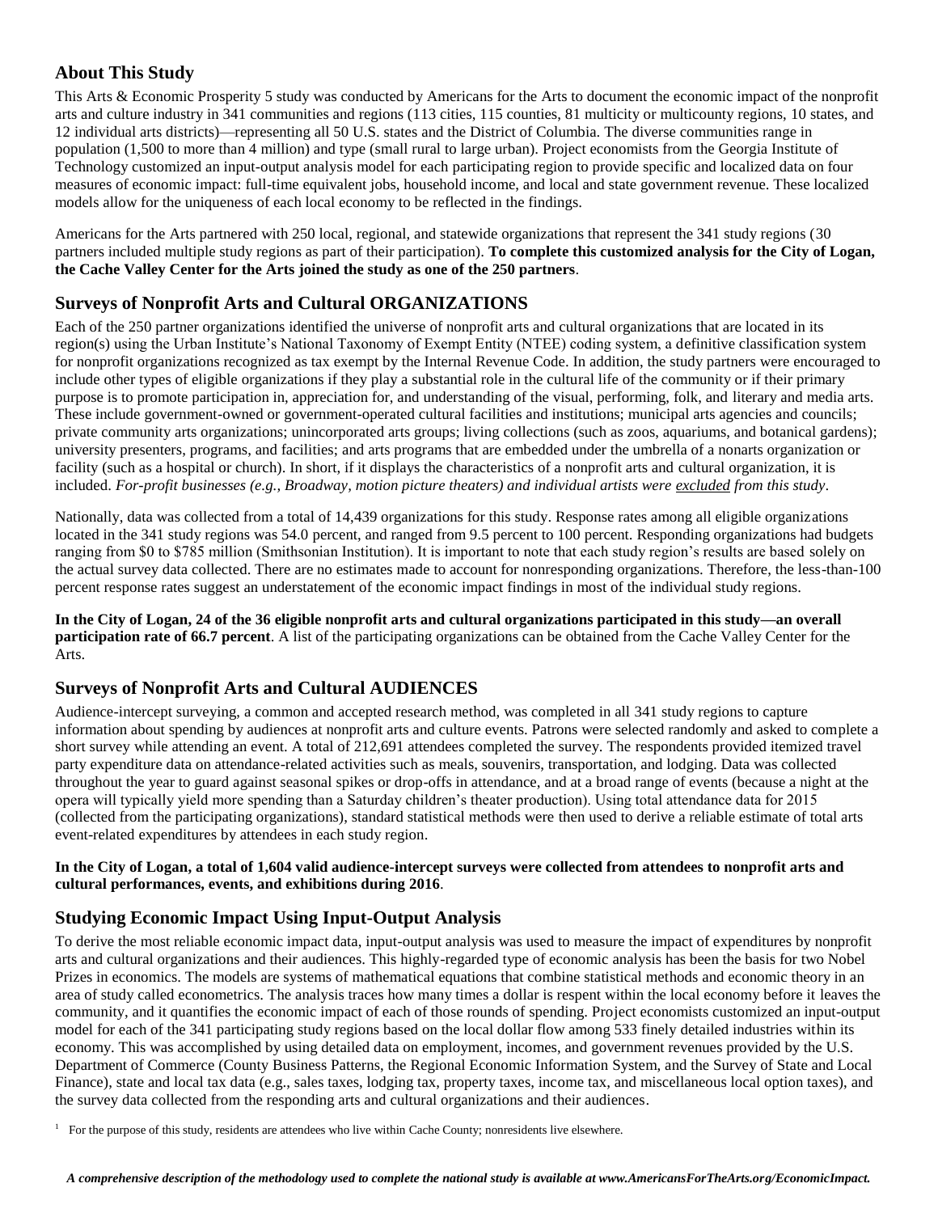## About This Study

This Arts & Economic Prosperity 5 study was conducted by Americans for the Arts to document the economic impact of the nonprofit arts and culture industry in 341 communities and regions (113 cities, 115 counties, 81 multicity or multicounty regions, 10 states, and 12 individual arts districts)—representing all 50 U.S. states and the District of Columbia. The diverse communities range in population (1,500 to more than 4 million) and type (small rural to large urban). Project economists from the Georgia Institute of Technology customized an input-output analysis model for each participating region to provide specific and localized data on four measures of economic impact: full-time equivalent jobs, household income, and local and state government revenue. These localized models allow for the uniqueness of each local economy to be reflected in the findings.

Americans for the Arts partnered with 250 local, regional, and statewide organizations that represent the 341 study regions (30 partners included multiple study regions as part of their participation). **To complete this customized analysis for the City of Logan, the Cache Valley Center for the Arts joined the study as one of the 250 partners**.

## Surveys of Nonprofit Arts and Cultural ORGANIZATIONS

Each of the 250 partner organizations identified the universe of nonprofit arts and cultural organizations that are located in its region(s) using the Urban Institute's National Taxonomy of Exempt Entity (NTEE) coding system, a definitive classification system for nonprofit organizations recognized as tax exempt by the Internal Revenue Code. In addition, the study partners were encouraged to include other types of eligible organizations if they play a substantial role in the cultural life of the community or if their primary purpose is to promote participation in, appreciation for, and understanding of the visual, performing, folk, and literary and media arts. These include government-owned or government-operated cultural facilities and institutions; municipal arts agencies and councils; private community arts organizations; unincorporated arts groups; living collections (such as zoos, aquariums, and botanical gardens); university presenters, programs, and facilities; and arts programs that are embedded under the umbrella of a nonarts organization or facility (such as a hospital or church). In short, if it displays the characteristics of a nonprofit arts and cultural organization, it is included. *For-profit businesses (e.g., Broadway, motion picture theaters) and individual artists were excluded from this study*.

Nationally, data was collected from a total of 14,439 organizations for this study. Response rates among all eligible organizations located in the 341 study regions was 54.0 percent, and ranged from 9.5 percent to 100 percent. Responding organizations had budgets ranging from $0 to $785 million (Smithsonian Institution). It is important to note that each study region's results are based solely on the actual survey data collected. There are no estimates made to account for nonresponding organizations. Therefore, the less-than-100 percent response rates suggest an understatement of the economic impact findings in most of the individual study regions.

**In the City of Logan, 24 of the 36 eligible nonprofit arts and cultural organizations participated in this study—an overall participation rate of 66.7 percent**. A list of the participating organizations can be obtained from the Cache Valley Center for the Arts.

## Surveys of Nonprofit Arts and Cultural AUDIENCES

Audience-intercept surveying, a common and accepted research method, was completed in all 341 study regions to capture information about spending by audiences at nonprofit arts and culture events. Patrons were selected randomly and asked to complete a short survey while attending an event. A total of 212,691 attendees completed the survey. The respondents provided itemized travel party expenditure data on attendance-related activities such as meals, souvenirs, transportation, and lodging. Data was collected throughout the year to guard against seasonal spikes or drop-offs in attendance, and at a broad range of events (because a night at the opera will typically yield more spending than a Saturday children's theater production). Using total attendance data for 2015 (collected from the participating organizations), standard statistical methods were then used to derive a reliable estimate of total arts event-related expenditures by attendees in each study region.

**In the City of Logan, a total of 1,604 valid audience-intercept surveys were collected from attendees to nonprofit arts and cultural performances, events, and exhibitions during 2016**.

## Studying Economic Impact Using Input-Output Analysis

To derive the most reliable economic impact data, input-output analysis was used to measure the impact of expenditures by nonprofit arts and cultural organizations and their audiences. This highly-regarded type of economic analysis has been the basis for two Nobel Prizes in economics. The models are systems of mathematical equations that combine statistical methods and economic theory in an area of study called econometrics. The analysis traces how many times a dollar is respent within the local economy before it leaves the community, and it quantifies the economic impact of each of those rounds of spending. Project economists customized an input-output model for each of the 341 participating study regions based on the local dollar flow among 533 finely detailed industries within its economy. This was accomplished by using detailed data on employment, incomes, and government revenues provided by the U.S. Department of Commerce (County Business Patterns, the Regional Economic Information System, and the Survey of State and Local Finance), state and local tax data (e.g., sales taxes, lodging tax, property taxes, income tax, and miscellaneous local option taxes), and the survey data collected from the responding arts and cultural organizations and their audiences.

[1] For the purpose of this study, residents are attendees who live within Cache County; nonresidents live elsewhere.

***A comprehensive description of the methodology used to complete the national study is available at www.AmericansForTheArts.org/EconomicImpact.***